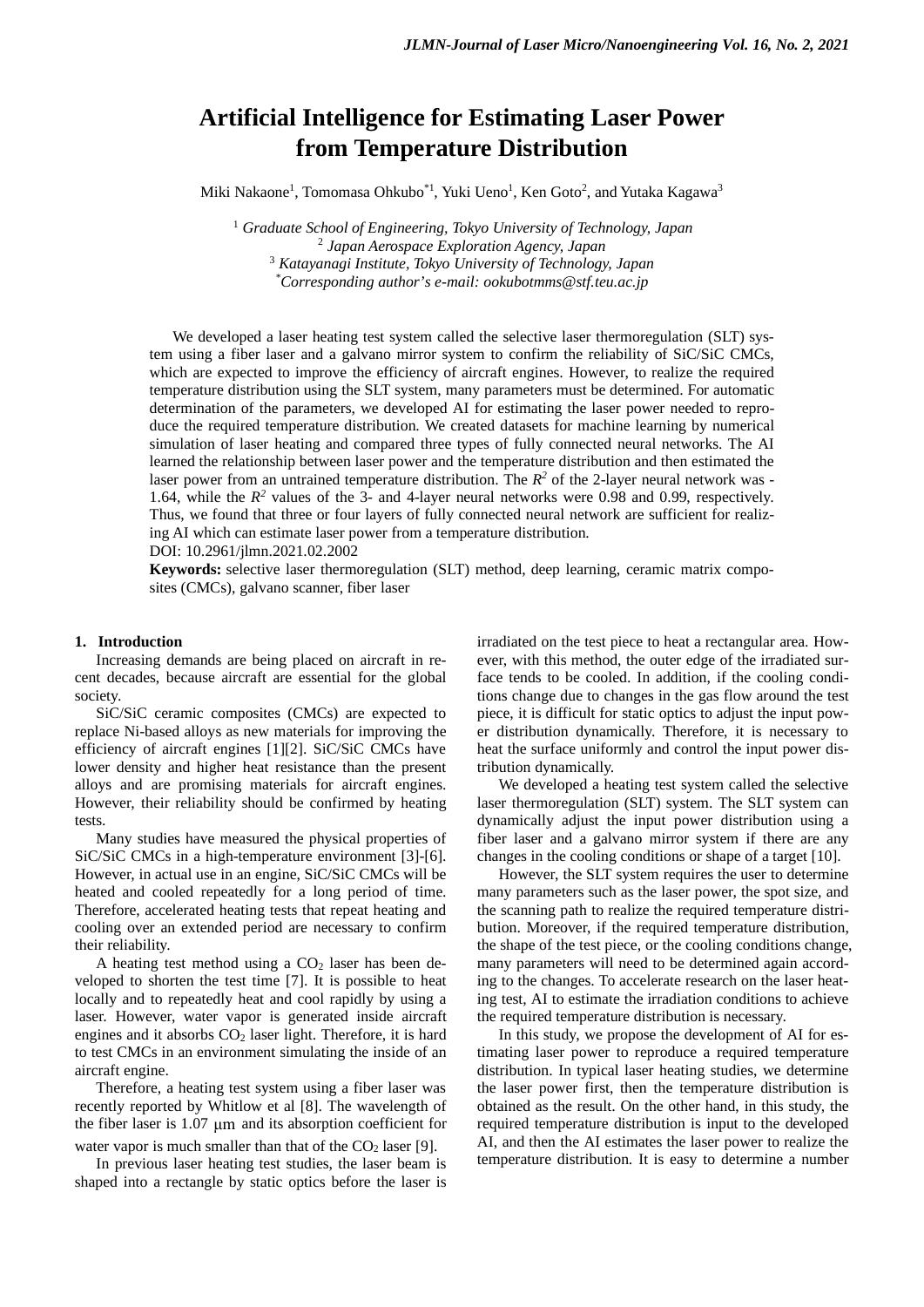# Artificial Intelligence for Estimating Laser Power from Temperature Distribution

Miki Nakaone[1], Tomomasa Ohkubo[*1], Yuki Ueno[1], Ken Goto[2], and Yutaka Kagawa[3]

[1] *Graduate School of Engineering, Tokyo University of Technology, Japan*
[2] *Japan Aerospace Exploration Agency, Japan*
[3] *Katayanagi Institute, Tokyo University of Technology, Japan*
[*] *Corresponding author's e-mail: ookubotmms@stf.teu.ac.jp*

We developed a laser heating test system called the selective laser thermoregulation (SLT) system using a fiber laser and a galvano mirror system to confirm the reliability of SiC/SiC CMCs, which are expected to improve the efficiency of aircraft engines. However, to realize the required temperature distribution using the SLT system, many parameters must be determined. For automatic determination of the parameters, we developed AI for estimating the laser power needed to reproduce the required temperature distribution. We created datasets for machine learning by numerical simulation of laser heating and compared three types of fully connected neural networks. The AI learned the relationship between laser power and the temperature distribution and then estimated the laser power from an untrained temperature distribution. The $R^2$ of the 2-layer neural network was -1.64, while the $R^2$ values of the 3- and 4-layer neural networks were 0.98 and 0.99, respectively. Thus, we found that three or four layers of fully connected neural network are sufficient for realizing AI which can estimate laser power from a temperature distribution.

DOI: 10.2961/jlmn.2021.02.2002

**Keywords:** selective laser thermoregulation (SLT) method, deep learning, ceramic matrix composites (CMCs), galvano scanner, fiber laser

## 1. Introduction

Increasing demands are being placed on aircraft in recent decades, because aircraft are essential for the global society.

SiC/SiC ceramic composites (CMCs) are expected to replace Ni-based alloys as new materials for improving the efficiency of aircraft engines [1][2]. SiC/SiC CMCs have lower density and higher heat resistance than the present alloys and are promising materials for aircraft engines. However, their reliability should be confirmed by heating tests.

Many studies have measured the physical properties of SiC/SiC CMCs in a high-temperature environment [3]-[6]. However, in actual use in an engine, SiC/SiC CMCs will be heated and cooled repeatedly for a long period of time. Therefore, accelerated heating tests that repeat heating and cooling over an extended period are necessary to confirm their reliability.

A heating test method using a $CO_2$ laser has been developed to shorten the test time [7]. It is possible to heat locally and to repeatedly heat and cool rapidly by using a laser. However, water vapor is generated inside aircraft engines and it absorbs $CO_2$ laser light. Therefore, it is hard to test CMCs in an environment simulating the inside of an aircraft engine.

Therefore, a heating test system using a fiber laser was recently reported by Whitlow et al [8]. The wavelength of the fiber laser is 1.07 μm and its absorption coefficient for water vapor is much smaller than that of the $CO_2$ laser [9].

In previous laser heating test studies, the laser beam is shaped into a rectangle by static optics before the laser is irradiated on the test piece to heat a rectangular area. However, with this method, the outer edge of the irradiated surface tends to be cooled. In addition, if the cooling conditions change due to changes in the gas flow around the test piece, it is difficult for static optics to adjust the input power distribution dynamically. Therefore, it is necessary to heat the surface uniformly and control the input power distribution dynamically.

We developed a heating test system called the selective laser thermoregulation (SLT) system. The SLT system can dynamically adjust the input power distribution using a fiber laser and a galvano mirror system if there are any changes in the cooling conditions or shape of a target [10].

However, the SLT system requires the user to determine many parameters such as the laser power, the spot size, and the scanning path to realize the required temperature distribution. Moreover, if the required temperature distribution, the shape of the test piece, or the cooling conditions change, many parameters will need to be determined again according to the changes. To accelerate research on the laser heating test, AI to estimate the irradiation conditions to achieve the required temperature distribution is necessary.

In this study, we propose the development of AI for estimating laser power to reproduce a required temperature distribution. In typical laser heating studies, we determine the laser power first, then the temperature distribution is obtained as the result. On the other hand, in this study, the required temperature distribution is input to the developed AI, and then the AI estimates the laser power to realize the temperature distribution. It is easy to determine a number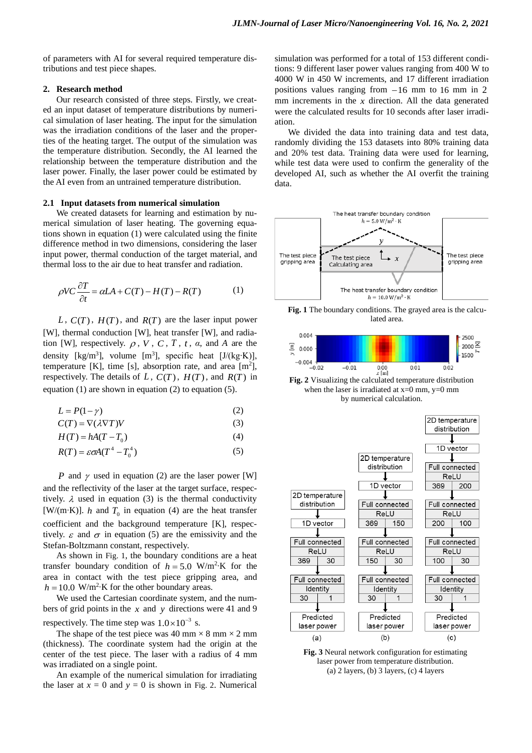of parameters with AI for several required temperature distributions and test piece shapes.

## 2. Research method

Our research consisted of three steps. Firstly, we created an input dataset of temperature distributions by numerical simulation of laser heating. The input for the simulation was the irradiation conditions of the laser and the properties of the heating target. The output of the simulation was the temperature distribution. Secondly, the AI learned the relationship between the temperature distribution and the laser power. Finally, the laser power could be estimated by the AI even from an untrained temperature distribution.

### 2.1 Input datasets from numerical simulation

We created datasets for learning and estimation by numerical simulation of laser heating. The governing equations shown in equation (1) were calculated using the finite difference method in two dimensions, considering the laser input power, thermal conduction of the target material, and thermal loss to the air due to heat transfer and radiation.

$$\rho VC\frac{\partial T}{\partial t} = \alpha LA + C(T) - H(T) - R(T) \qquad (1)$$

$L$, $C(T)$, $H(T)$, and $R(T)$ are the laser input power [W], thermal conduction [W], heat transfer [W], and radiation [W], respectively. $\rho$, $V$, $C$, $T$, $t$, $\alpha$, and $A$ are the density [kg/m$^3$], volume [m$^3$], specific heat [J/(kg·K)], temperature [K], time [s], absorption rate, and area [m$^2$], respectively. The details of $L$, $C(T)$, $H(T)$, and $R(T)$ in equation (1) are shown in equation (2) to equation (5).

$$L = P(1-\gamma) \qquad (2)$$

$$C(T) = \nabla(\lambda \nabla T)V \qquad (3)$$

$$H(T) = hA(T - T_0) \qquad (4)$$

$$R(T) = \varepsilon\sigma A(T^4 - T_0^4) \qquad (5)$$

$P$ and $\gamma$ used in equation (2) are the laser power [W] and the reflectivity of the laser at the target surface, respectively. $\lambda$ used in equation (3) is the thermal conductivity [W/(m·K)]. $h$ and $T_0$ in equation (4) are the heat transfer coefficient and the background temperature [K], respectively. $\varepsilon$ and $\sigma$ in equation (5) are the emissivity and the Stefan-Boltzmann constant, respectively.

As shown in Fig. 1, the boundary conditions are a heat transfer boundary condition of $h = 5.0$ W/m$^2$·K for the area in contact with the test piece gripping area, and $h = 10.0$ W/m$^2$·K for the other boundary areas.

We used the Cartesian coordinate system, and the numbers of grid points in the $x$ and $y$ directions were 41 and 9 respectively. The time step was $1.0 \times 10^{-3}$ s.

The shape of the test piece was 40 mm × 8 mm × 2 mm (thickness). The coordinate system had the origin at the center of the test piece. The laser with a radius of 4 mm was irradiated on a single point.

An example of the numerical simulation for irradiating the laser at $x$ = 0 and $y$ = 0 is shown in Fig. 2. Numerical simulation was performed for a total of 153 different conditions: 9 different laser power values ranging from 400 W to 4000 W in 450 W increments, and 17 different irradiation positions values ranging from $-16$ mm to 16 mm in 2 mm increments in the $x$ direction. All the data generated were the calculated results for 10 seconds after laser irradiation.

We divided the data into training data and test data, randomly dividing the 153 datasets into 80% training data and 20% test data. Training data were used for learning, while test data were used to confirm the generality of the developed AI, such as whether the AI overfit the training data.

**Fig. 1** The boundary conditions. The grayed area is the calculated area.

**Fig. 2** Visualizing the calculated temperature distribution when the laser is irradiated at x=0 mm, y=0 mm by numerical calculation.

**Fig. 3** Neural network configuration for estimating laser power from temperature distribution. (a) 2 layers, (b) 3 layers, (c) 4 layers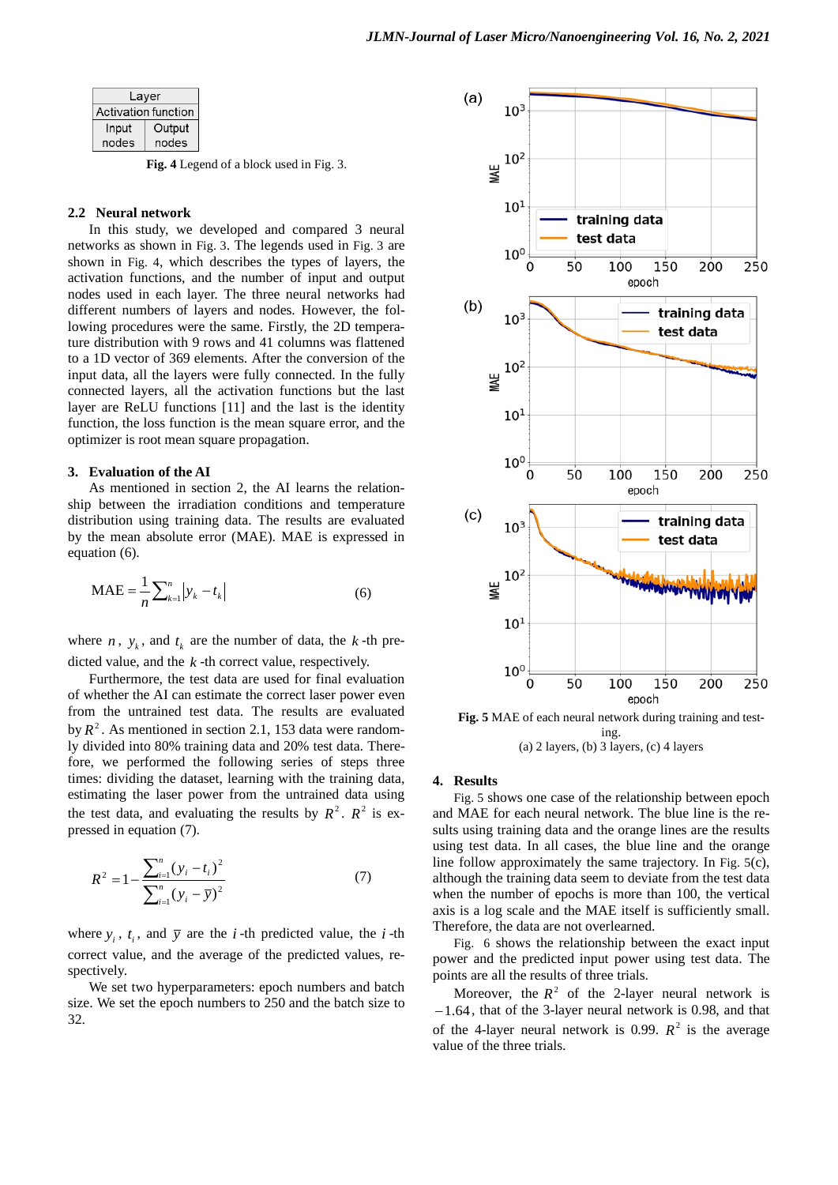| Layer | |
|---|---|
| Activation function | |
| Input nodes | Output nodes |

**Fig. 4** Legend of a block used in Fig. 3.

### 2.2 Neural network

In this study, we developed and compared 3 neural networks as shown in Fig. 3. The legends used in Fig. 3 are shown in Fig. 4, which describes the types of layers, the activation functions, and the number of input and output nodes used in each layer. The three neural networks had different numbers of layers and nodes. However, the following procedures were the same. Firstly, the 2D temperature distribution with 9 rows and 41 columns was flattened to a 1D vector of 369 elements. After the conversion of the input data, all the layers were fully connected. In the fully connected layers, all the activation functions but the last layer are ReLU functions [11] and the last is the identity function, the loss function is the mean square error, and the optimizer is root mean square propagation.

## 3. Evaluation of the AI

As mentioned in section 2, the AI learns the relationship between the irradiation conditions and temperature distribution using training data. The results are evaluated by the mean absolute error (MAE). MAE is expressed in equation (6).

$$\mathrm{MAE} = \frac{1}{n}\sum_{k=1}^{n}\left|y_k - t_k\right| \tag{6}$$

where $n$, $y_k$, and $t_k$ are the number of data, the $k$-th predicted value, and the $k$-th correct value, respectively.

Furthermore, the test data are used for final evaluation of whether the AI can estimate the correct laser power even from the untrained test data. The results are evaluated by $R^2$. As mentioned in section 2.1, 153 data were randomly divided into 80% training data and 20% test data. Therefore, we performed the following series of steps three times: dividing the dataset, learning with the training data, estimating the laser power from the untrained data using the test data, and evaluating the results by $R^2$. $R^2$ is expressed in equation (7).

$$R^2 = 1 - \frac{\sum_{i=1}^{n}(y_i - t_i)^2}{\sum_{i=1}^{n}(y_i - \bar{y})^2} \tag{7}$$

where $y_i$, $t_i$, and $\bar{y}$ are the $i$-th predicted value, the $i$-th correct value, and the average of the predicted values, respectively.

We set two hyperparameters: epoch numbers and batch size. We set the epoch numbers to 250 and the batch size to 32.

**Fig. 5** MAE of each neural network during training and testing.
(a) 2 layers, (b) 3 layers, (c) 4 layers

## 4. Results

Fig. 5 shows one case of the relationship between epoch and MAE for each neural network. The blue line is the results using training data and the orange lines are the results using test data. In all cases, the blue line and the orange line follow approximately the same trajectory. In Fig. 5(c), although the training data seem to deviate from the test data when the number of epochs is more than 100, the vertical axis is a log scale and the MAE itself is sufficiently small. Therefore, the data are not overlearned.

Fig. 6 shows the relationship between the exact input power and the predicted input power using test data. The points are all the results of three trials.

Moreover, the $R^2$ of the 2-layer neural network is $-1.64$, that of the 3-layer neural network is 0.98, and that of the 4-layer neural network is 0.99. $R^2$ is the average value of the three trials.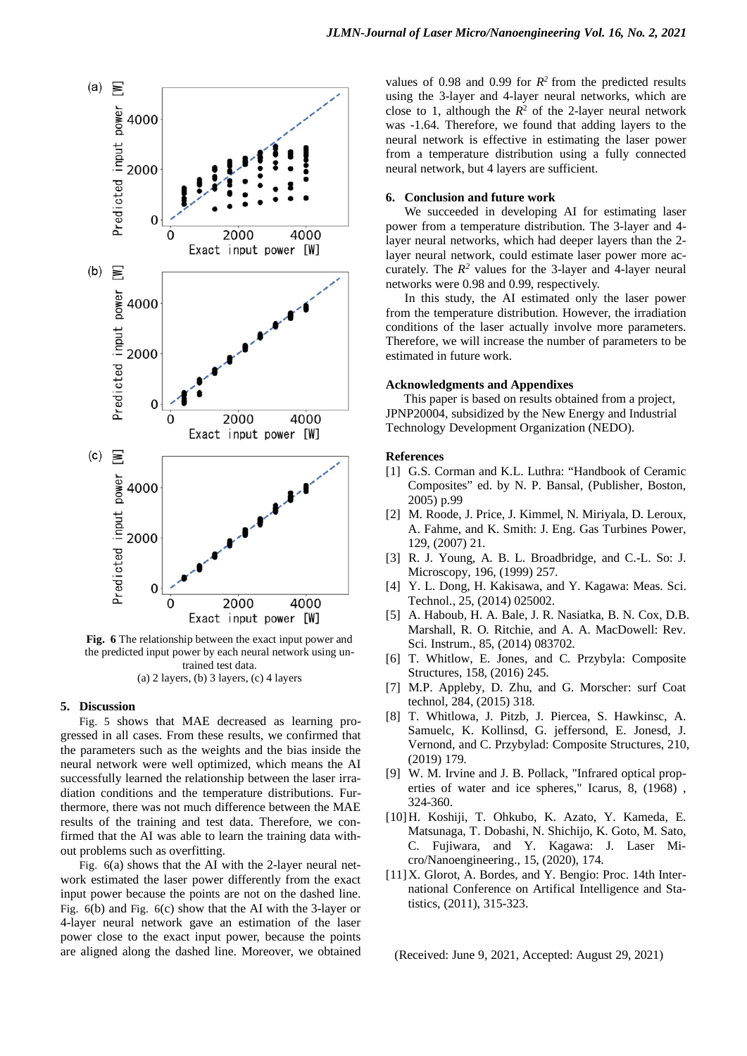(a)

Predicted input power [W]

4000

2000

0

0

2000

4000

Exact input power [W]

(b)

Predicted input power [W]

4000

2000

0

0

2000

4000

Exact input power [W]

(c)

Predicted input power [W]

4000

2000

0

0

2000

4000

Exact input power [W]

**Fig. 6** The relationship between the exact input power and the predicted input power by each neural network using untrained test data.
(a) 2 layers, (b) 3 layers, (c) 4 layers

## 5. Discussion

Fig. 5 shows that MAE decreased as learning progressed in all cases. From these results, we confirmed that the parameters such as the weights and the bias inside the neural network were well optimized, which means the AI successfully learned the relationship between the laser irradiation conditions and the temperature distributions. Furthermore, there was not much difference between the MAE results of the training and test data. Therefore, we confirmed that the AI was able to learn the training data without problems such as overfitting.

Fig. 6(a) shows that the AI with the 2-layer neural network estimated the laser power differently from the exact input power because the points are not on the dashed line. Fig. 6(b) and Fig. 6(c) show that the AI with the 3-layer or 4-layer neural network gave an estimation of the laser power close to the exact input power, because the points are aligned along the dashed line. Moreover, we obtained values of 0.98 and 0.99 for $R^2$ from the predicted results using the 3-layer and 4-layer neural networks, which are close to 1, although the $R^2$ of the 2-layer neural network was -1.64. Therefore, we found that adding layers to the neural network is effective in estimating the laser power from a temperature distribution using a fully connected neural network, but 4 layers are sufficient.

## 6. Conclusion and future work

We succeeded in developing AI for estimating laser power from a temperature distribution. The 3-layer and 4-layer neural networks, which had deeper layers than the 2-layer neural network, could estimate laser power more accurately. The $R^2$ values for the 3-layer and 4-layer neural networks were 0.98 and 0.99, respectively.

In this study, the AI estimated only the laser power from the temperature distribution. However, the irradiation conditions of the laser actually involve more parameters. Therefore, we will increase the number of parameters to be estimated in future work.

## Acknowledgments and Appendixes

This paper is based on results obtained from a project, JPNP20004, subsidized by the New Energy and Industrial Technology Development Organization (NEDO).

## References

[1] G.S. Corman and K.L. Luthra: "Handbook of Ceramic Composites" ed. by N. P. Bansal, (Publisher, Boston, 2005) p.99

[2] M. Roode, J. Price, J. Kimmel, N. Miriyala, D. Leroux, A. Fahme, and K. Smith: J. Eng. Gas Turbines Power, 129, (2007) 21.

[3] R. J. Young, A. B. L. Broadbridge, and C.-L. So: J. Microscopy, 196, (1999) 257.

[4] Y. L. Dong, H. Kakisawa, and Y. Kagawa: Meas. Sci. Technol., 25, (2014) 025002.

[5] A. Haboub, H. A. Bale, J. R. Nasiatka, B. N. Cox, D.B. Marshall, R. O. Ritchie, and A. A. MacDowell: Rev. Sci. Instrum., 85, (2014) 083702.

[6] T. Whitlow, E. Jones, and C. Przybyla: Composite Structures, 158, (2016) 245.

[7] M.P. Appleby, D. Zhu, and G. Morscher: surf Coat technol, 284, (2015) 318.

[8] T. Whitlowa, J. Pitzb, J. Piercea, S. Hawkinsc, A. Samuelc, K. Kollinsd, G. jeffersond, E. Jonesd, J. Vernond, and C. Przybylad: Composite Structures, 210, (2019) 179.

[9] W. M. Irvine and J. B. Pollack, "Infrared optical properties of water and ice spheres," Icarus, 8, (1968) , 324-360.

[10] H. Koshiji, T. Ohkubo, K. Azato, Y. Kameda, E. Matsunaga, T. Dobashi, N. Shichijo, K. Goto, M. Sato, C. Fujiwara, and Y. Kagawa: J. Laser Micro/Nanoengineering., 15, (2020), 174.

[11] X. Glorot, A. Bordes, and Y. Bengio: Proc. 14th International Conference on Artifical Intelligence and Statistics, (2011), 315-323.

(Received: June 9, 2021, Accepted: August 29, 2021)